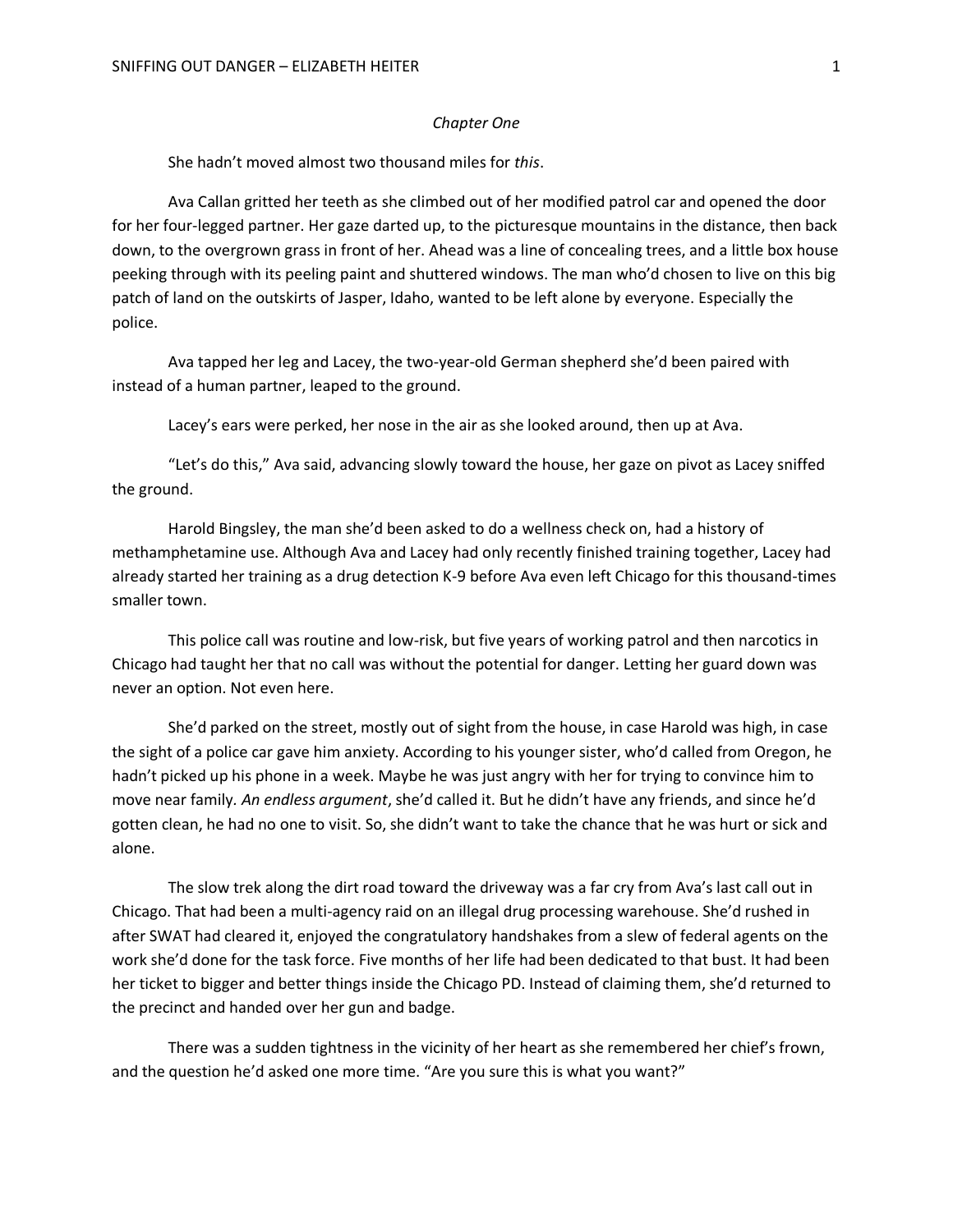*Chapter One*

She hadn't moved almost two thousand miles for *this*.

Ava Callan gritted her teeth as she climbed out of her modified patrol car and opened the door for her four-legged partner. Her gaze darted up, to the picturesque mountains in the distance, then back down, to the overgrown grass in front of her. Ahead was a line of concealing trees, and a little box house peeking through with its peeling paint and shuttered windows. The man who'd chosen to live on this big patch of land on the outskirts of Jasper, Idaho, wanted to be left alone by everyone. Especially the police.

Ava tapped her leg and Lacey, the two-year-old German shepherd she'd been paired with instead of a human partner, leaped to the ground.

Lacey's ears were perked, her nose in the air as she looked around, then up at Ava.

"Let's do this," Ava said, advancing slowly toward the house, her gaze on pivot as Lacey sniffed the ground.

Harold Bingsley, the man she'd been asked to do a wellness check on, had a history of methamphetamine use. Although Ava and Lacey had only recently finished training together, Lacey had already started her training as a drug detection K-9 before Ava even left Chicago for this thousand-times smaller town.

This police call was routine and low-risk, but five years of working patrol and then narcotics in Chicago had taught her that no call was without the potential for danger. Letting her guard down was never an option. Not even here.

She'd parked on the street, mostly out of sight from the house, in case Harold was high, in case the sight of a police car gave him anxiety. According to his younger sister, who'd called from Oregon, he hadn't picked up his phone in a week. Maybe he was just angry with her for trying to convince him to move near family. *An endless argument*, she'd called it. But he didn't have any friends, and since he'd gotten clean, he had no one to visit. So, she didn't want to take the chance that he was hurt or sick and alone.

The slow trek along the dirt road toward the driveway was a far cry from Ava's last call out in Chicago. That had been a multi-agency raid on an illegal drug processing warehouse. She'd rushed in after SWAT had cleared it, enjoyed the congratulatory handshakes from a slew of federal agents on the work she'd done for the task force. Five months of her life had been dedicated to that bust. It had been her ticket to bigger and better things inside the Chicago PD. Instead of claiming them, she'd returned to the precinct and handed over her gun and badge.

There was a sudden tightness in the vicinity of her heart as she remembered her chief's frown, and the question he'd asked one more time. "Are you sure this is what you want?"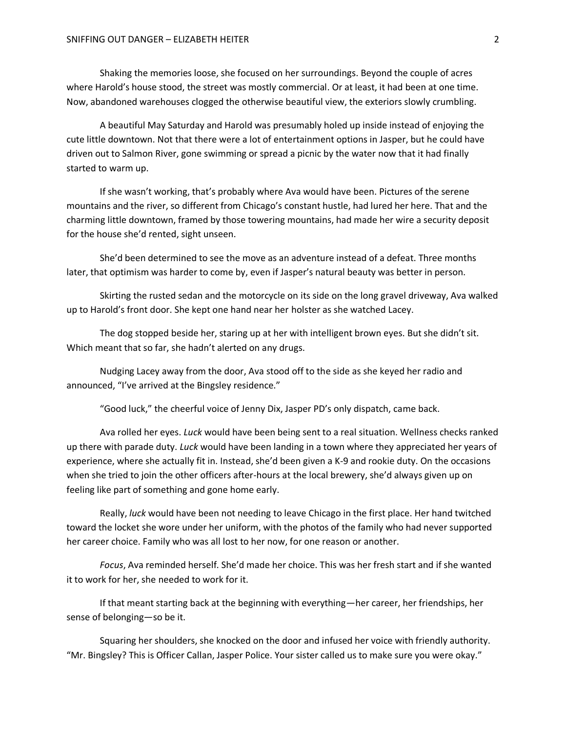Shaking the memories loose, she focused on her surroundings. Beyond the couple of acres where Harold's house stood, the street was mostly commercial. Or at least, it had been at one time. Now, abandoned warehouses clogged the otherwise beautiful view, the exteriors slowly crumbling.

A beautiful May Saturday and Harold was presumably holed up inside instead of enjoying the cute little downtown. Not that there were a lot of entertainment options in Jasper, but he could have driven out to Salmon River, gone swimming or spread a picnic by the water now that it had finally started to warm up.

If she wasn't working, that's probably where Ava would have been. Pictures of the serene mountains and the river, so different from Chicago's constant hustle, had lured her here. That and the charming little downtown, framed by those towering mountains, had made her wire a security deposit for the house she'd rented, sight unseen.

She'd been determined to see the move as an adventure instead of a defeat. Three months later, that optimism was harder to come by, even if Jasper's natural beauty was better in person.

Skirting the rusted sedan and the motorcycle on its side on the long gravel driveway, Ava walked up to Harold's front door. She kept one hand near her holster as she watched Lacey.

The dog stopped beside her, staring up at her with intelligent brown eyes. But she didn't sit. Which meant that so far, she hadn't alerted on any drugs.

Nudging Lacey away from the door, Ava stood off to the side as she keyed her radio and announced, "I've arrived at the Bingsley residence."

"Good luck," the cheerful voice of Jenny Dix, Jasper PD's only dispatch, came back.

Ava rolled her eyes. *Luck* would have been being sent to a real situation. Wellness checks ranked up there with parade duty. *Luck* would have been landing in a town where they appreciated her years of experience, where she actually fit in. Instead, she'd been given a K-9 and rookie duty. On the occasions when she tried to join the other officers after-hours at the local brewery, she'd always given up on feeling like part of something and gone home early.

Really, *luck* would have been not needing to leave Chicago in the first place. Her hand twitched toward the locket she wore under her uniform, with the photos of the family who had never supported her career choice. Family who was all lost to her now, for one reason or another.

*Focus*, Ava reminded herself. She'd made her choice. This was her fresh start and if she wanted it to work for her, she needed to work for it.

If that meant starting back at the beginning with everything—her career, her friendships, her sense of belonging—so be it.

Squaring her shoulders, she knocked on the door and infused her voice with friendly authority. "Mr. Bingsley? This is Officer Callan, Jasper Police. Your sister called us to make sure you were okay."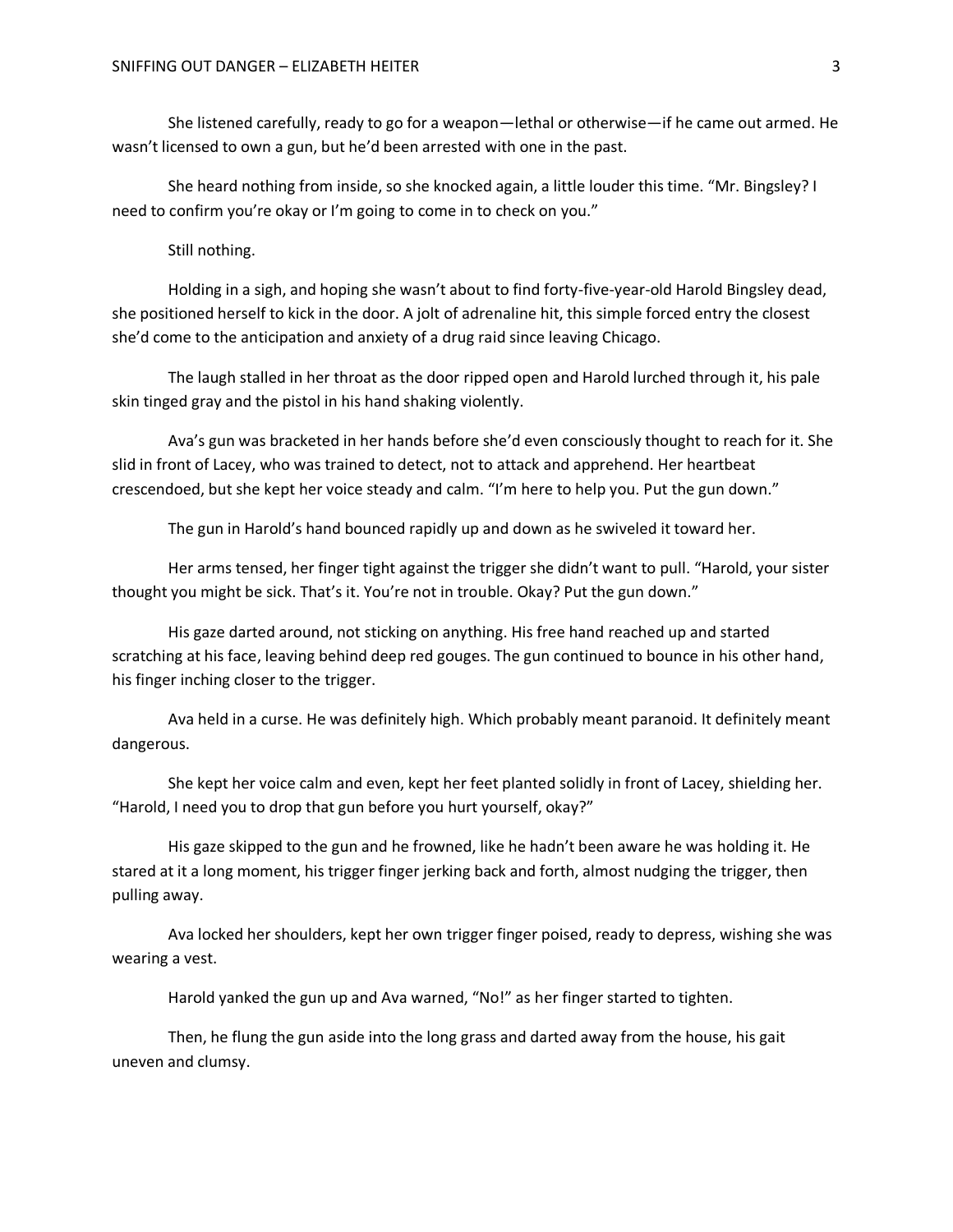She listened carefully, ready to go for a weapon—lethal or otherwise—if he came out armed. He wasn't licensed to own a gun, but he'd been arrested with one in the past.

She heard nothing from inside, so she knocked again, a little louder this time. "Mr. Bingsley? I need to confirm you're okay or I'm going to come in to check on you."

Still nothing.

Holding in a sigh, and hoping she wasn't about to find forty-five-year-old Harold Bingsley dead, she positioned herself to kick in the door. A jolt of adrenaline hit, this simple forced entry the closest she'd come to the anticipation and anxiety of a drug raid since leaving Chicago.

The laugh stalled in her throat as the door ripped open and Harold lurched through it, his pale skin tinged gray and the pistol in his hand shaking violently.

Ava's gun was bracketed in her hands before she'd even consciously thought to reach for it. She slid in front of Lacey, who was trained to detect, not to attack and apprehend. Her heartbeat crescendoed, but she kept her voice steady and calm. "I'm here to help you. Put the gun down."

The gun in Harold's hand bounced rapidly up and down as he swiveled it toward her.

Her arms tensed, her finger tight against the trigger she didn't want to pull. "Harold, your sister thought you might be sick. That's it. You're not in trouble. Okay? Put the gun down."

His gaze darted around, not sticking on anything. His free hand reached up and started scratching at his face, leaving behind deep red gouges. The gun continued to bounce in his other hand, his finger inching closer to the trigger.

Ava held in a curse. He was definitely high. Which probably meant paranoid. It definitely meant dangerous.

She kept her voice calm and even, kept her feet planted solidly in front of Lacey, shielding her. "Harold, I need you to drop that gun before you hurt yourself, okay?"

His gaze skipped to the gun and he frowned, like he hadn't been aware he was holding it. He stared at it a long moment, his trigger finger jerking back and forth, almost nudging the trigger, then pulling away.

Ava locked her shoulders, kept her own trigger finger poised, ready to depress, wishing she was wearing a vest.

Harold yanked the gun up and Ava warned, "No!" as her finger started to tighten.

Then, he flung the gun aside into the long grass and darted away from the house, his gait uneven and clumsy.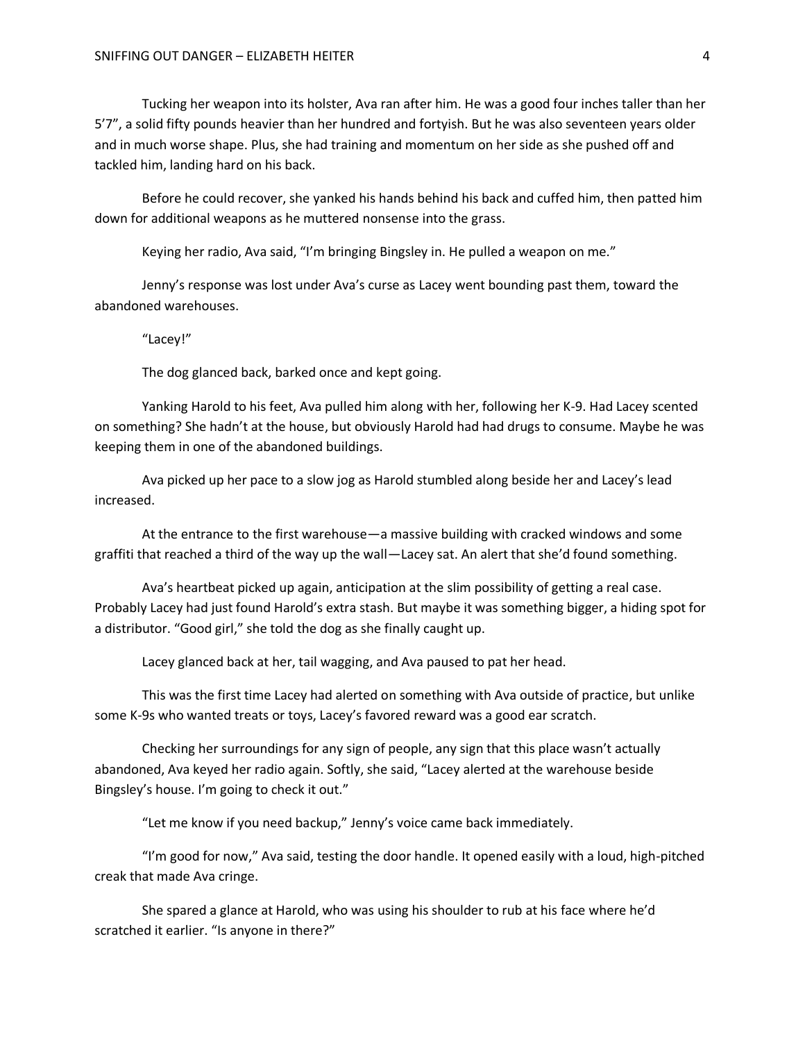Tucking her weapon into its holster, Ava ran after him. He was a good four inches taller than her 5'7", a solid fifty pounds heavier than her hundred and fortyish. But he was also seventeen years older and in much worse shape. Plus, she had training and momentum on her side as she pushed off and tackled him, landing hard on his back.

Before he could recover, she yanked his hands behind his back and cuffed him, then patted him down for additional weapons as he muttered nonsense into the grass.

Keying her radio, Ava said, "I'm bringing Bingsley in. He pulled a weapon on me."

Jenny's response was lost under Ava's curse as Lacey went bounding past them, toward the abandoned warehouses.

"Lacey!"

The dog glanced back, barked once and kept going.

Yanking Harold to his feet, Ava pulled him along with her, following her K-9. Had Lacey scented on something? She hadn't at the house, but obviously Harold had had drugs to consume. Maybe he was keeping them in one of the abandoned buildings.

Ava picked up her pace to a slow jog as Harold stumbled along beside her and Lacey's lead increased.

At the entrance to the first warehouse—a massive building with cracked windows and some graffiti that reached a third of the way up the wall—Lacey sat. An alert that she'd found something.

Ava's heartbeat picked up again, anticipation at the slim possibility of getting a real case. Probably Lacey had just found Harold's extra stash. But maybe it was something bigger, a hiding spot for a distributor. "Good girl," she told the dog as she finally caught up.

Lacey glanced back at her, tail wagging, and Ava paused to pat her head.

This was the first time Lacey had alerted on something with Ava outside of practice, but unlike some K-9s who wanted treats or toys, Lacey's favored reward was a good ear scratch.

Checking her surroundings for any sign of people, any sign that this place wasn't actually abandoned, Ava keyed her radio again. Softly, she said, "Lacey alerted at the warehouse beside Bingsley's house. I'm going to check it out."

"Let me know if you need backup," Jenny's voice came back immediately.

"I'm good for now," Ava said, testing the door handle. It opened easily with a loud, high-pitched creak that made Ava cringe.

She spared a glance at Harold, who was using his shoulder to rub at his face where he'd scratched it earlier. "Is anyone in there?"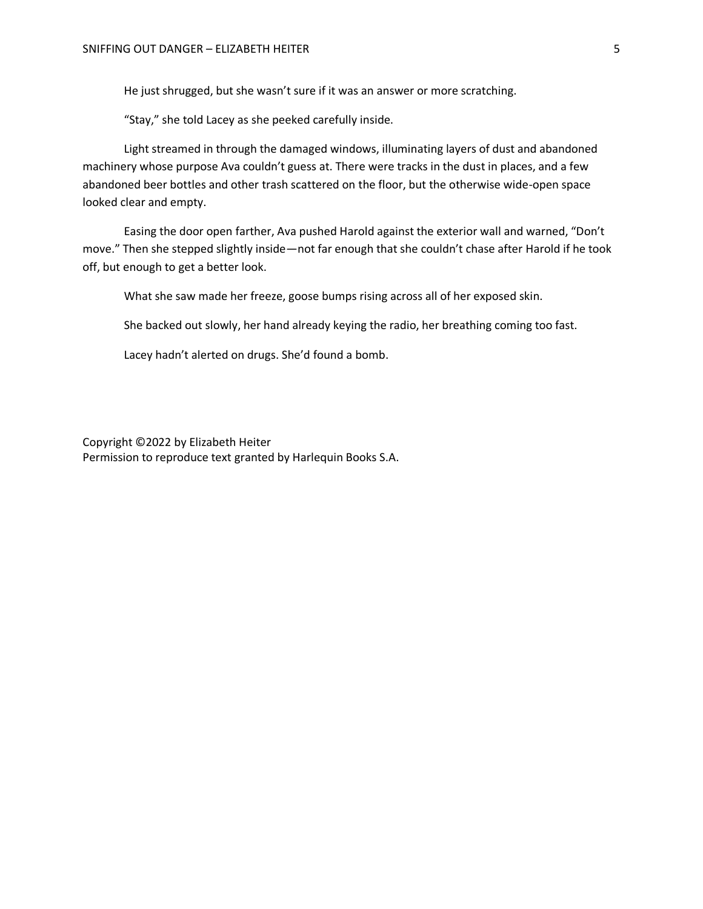He just shrugged, but she wasn't sure if it was an answer or more scratching.

"Stay," she told Lacey as she peeked carefully inside.

Light streamed in through the damaged windows, illuminating layers of dust and abandoned machinery whose purpose Ava couldn't guess at. There were tracks in the dust in places, and a few abandoned beer bottles and other trash scattered on the floor, but the otherwise wide-open space looked clear and empty.

Easing the door open farther, Ava pushed Harold against the exterior wall and warned, "Don't move." Then she stepped slightly inside—not far enough that she couldn't chase after Harold if he took off, but enough to get a better look.

What she saw made her freeze, goose bumps rising across all of her exposed skin.

She backed out slowly, her hand already keying the radio, her breathing coming too fast.

Lacey hadn't alerted on drugs. She'd found a bomb.

Copyright ©2022 by Elizabeth Heiter
Permission to reproduce text granted by Harlequin Books S.A.